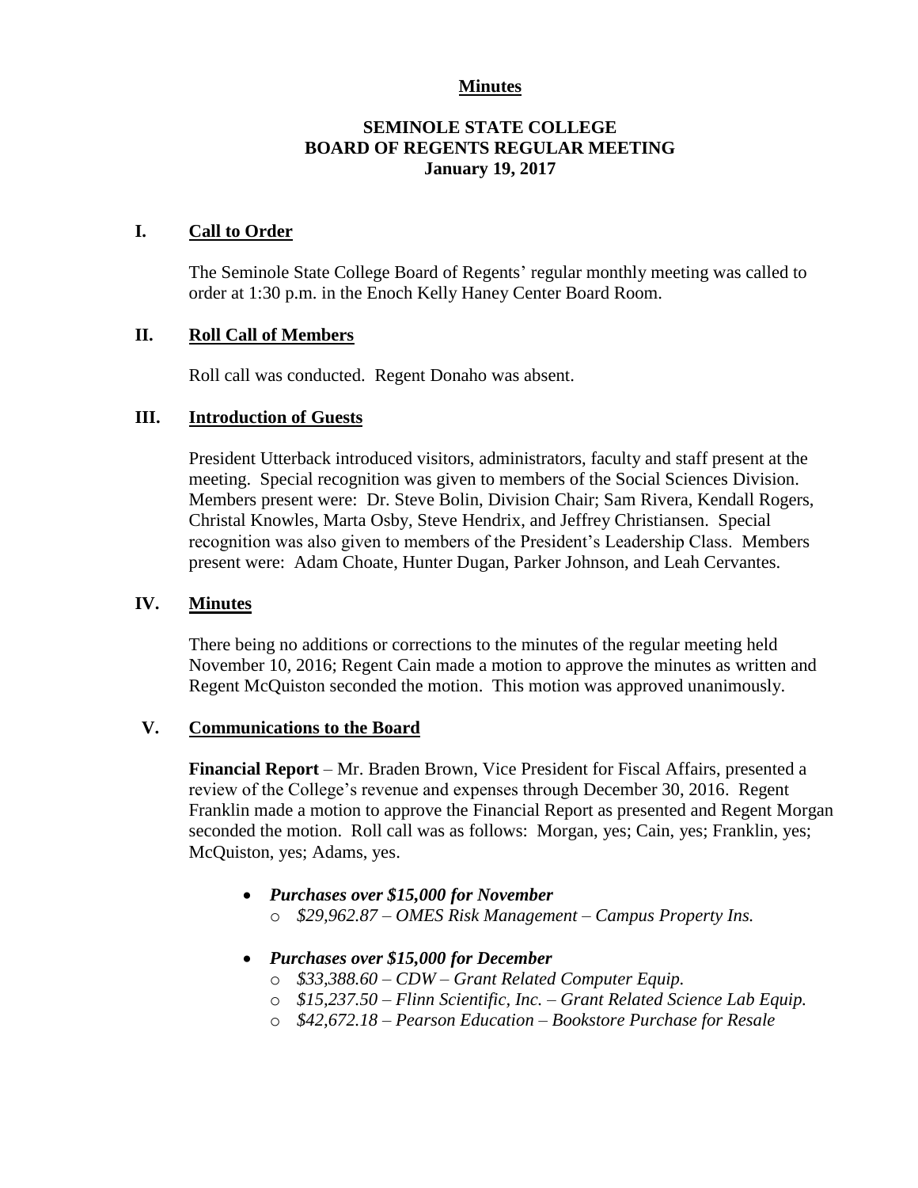**Minutes**

**SEMINOLE STATE COLLEGE**
**BOARD OF REGENTS REGULAR MEETING**
**January 19, 2017**

## I. Call to Order

The Seminole State College Board of Regents' regular monthly meeting was called to order at 1:30 p.m. in the Enoch Kelly Haney Center Board Room.

## II. Roll Call of Members

Roll call was conducted. Regent Donaho was absent.

## III. Introduction of Guests

President Utterback introduced visitors, administrators, faculty and staff present at the meeting. Special recognition was given to members of the Social Sciences Division. Members present were: Dr. Steve Bolin, Division Chair; Sam Rivera, Kendall Rogers, Christal Knowles, Marta Osby, Steve Hendrix, and Jeffrey Christiansen. Special recognition was also given to members of the President's Leadership Class. Members present were: Adam Choate, Hunter Dugan, Parker Johnson, and Leah Cervantes.

## IV. Minutes

There being no additions or corrections to the minutes of the regular meeting held November 10, 2016; Regent Cain made a motion to approve the minutes as written and Regent McQuiston seconded the motion. This motion was approved unanimously.

## V. Communications to the Board

**Financial Report** – Mr. Braden Brown, Vice President for Fiscal Affairs, presented a review of the College's revenue and expenses through December 30, 2016. Regent Franklin made a motion to approve the Financial Report as presented and Regent Morgan seconded the motion. Roll call was as follows: Morgan, yes; Cain, yes; Franklin, yes; McQuiston, yes; Adams, yes.

- ***Purchases over $15,000 for November***
  - *$29,962.87 – OMES Risk Management – Campus Property Ins.*
- ***Purchases over $15,000 for December***
  - *$33,388.60 – CDW – Grant Related Computer Equip.*
  - *$15,237.50 – Flinn Scientific, Inc. – Grant Related Science Lab Equip.*
  - *$42,672.18 – Pearson Education – Bookstore Purchase for Resale*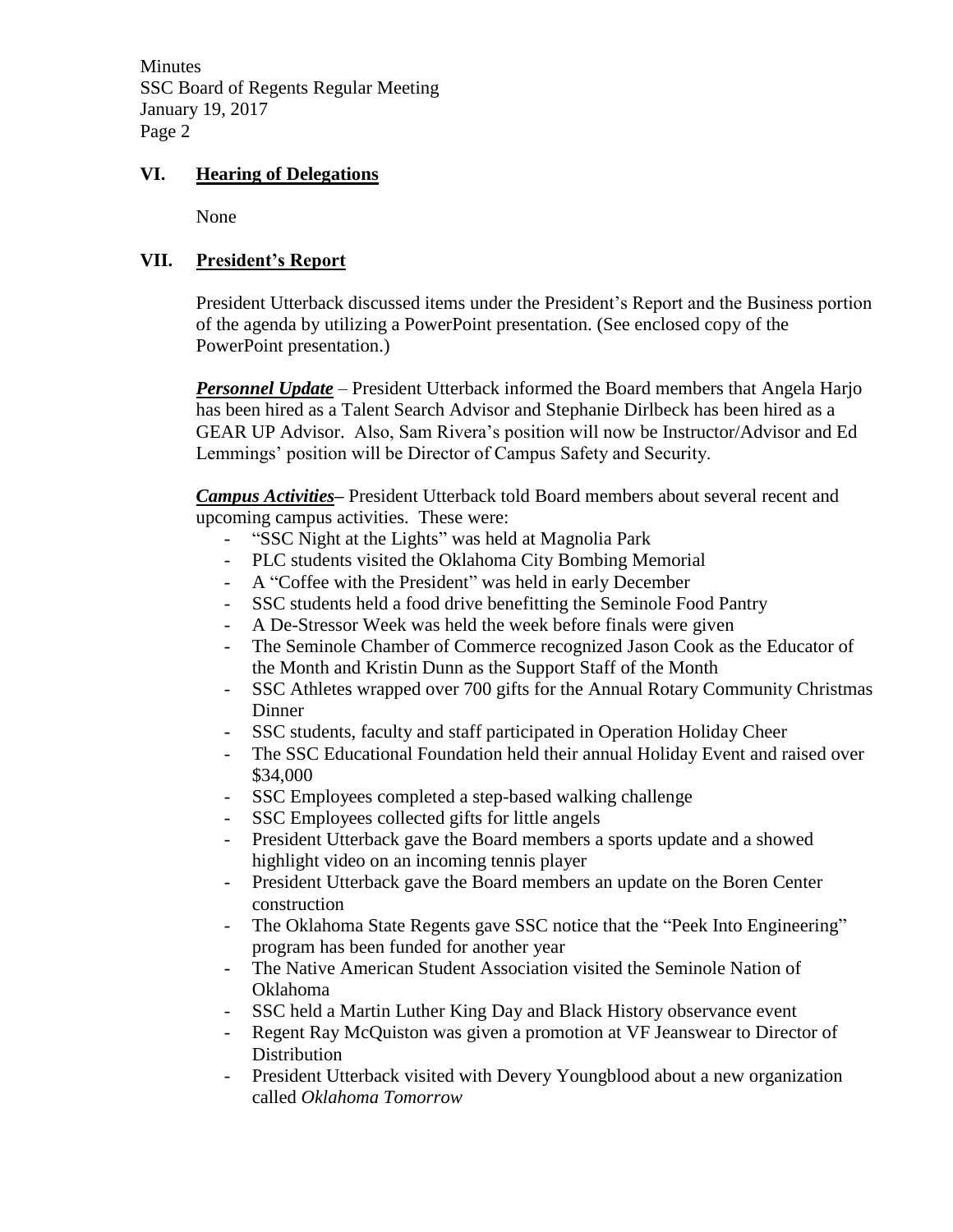## VI. Hearing of Delegations

None

## VII. President's Report

President Utterback discussed items under the President's Report and the Business portion of the agenda by utilizing a PowerPoint presentation. (See enclosed copy of the PowerPoint presentation.)

***Personnel Update*** – President Utterback informed the Board members that Angela Harjo has been hired as a Talent Search Advisor and Stephanie Dirlbeck has been hired as a GEAR UP Advisor. Also, Sam Rivera's position will now be Instructor/Advisor and Ed Lemmings' position will be Director of Campus Safety and Security.

***Campus Activities*** – President Utterback told Board members about several recent and upcoming campus activities. These were:

- "SSC Night at the Lights" was held at Magnolia Park
- PLC students visited the Oklahoma City Bombing Memorial
- A "Coffee with the President" was held in early December
- SSC students held a food drive benefitting the Seminole Food Pantry
- A De-Stressor Week was held the week before finals were given
- The Seminole Chamber of Commerce recognized Jason Cook as the Educator of the Month and Kristin Dunn as the Support Staff of the Month
- SSC Athletes wrapped over 700 gifts for the Annual Rotary Community Christmas Dinner
- SSC students, faculty and staff participated in Operation Holiday Cheer
- The SSC Educational Foundation held their annual Holiday Event and raised over $34,000
- SSC Employees completed a step-based walking challenge
- SSC Employees collected gifts for little angels
- President Utterback gave the Board members a sports update and a showed highlight video on an incoming tennis player
- President Utterback gave the Board members an update on the Boren Center construction
- The Oklahoma State Regents gave SSC notice that the "Peek Into Engineering" program has been funded for another year
- The Native American Student Association visited the Seminole Nation of Oklahoma
- SSC held a Martin Luther King Day and Black History observance event
- Regent Ray McQuiston was given a promotion at VF Jeanswear to Director of Distribution
- President Utterback visited with Devery Youngblood about a new organization called *Oklahoma Tomorrow*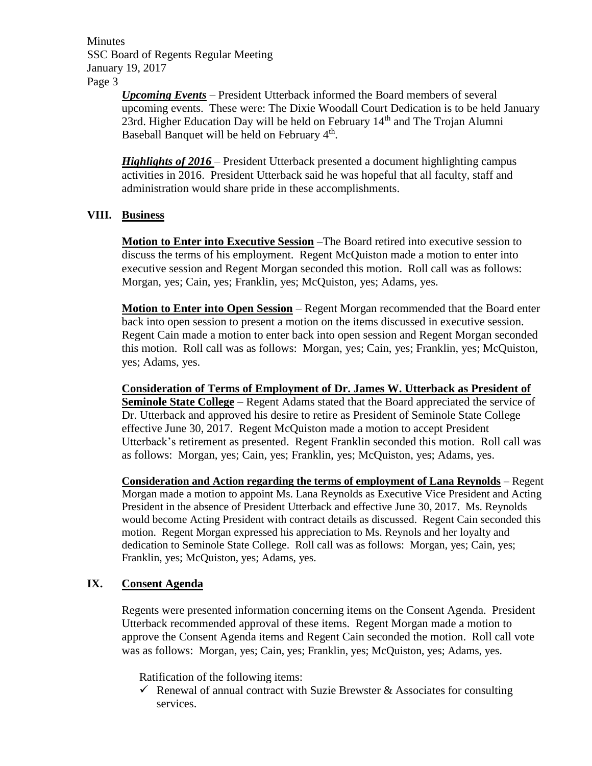***Upcoming Events*** – President Utterback informed the Board members of several upcoming events. These were: The Dixie Woodall Court Dedication is to be held January 23rd. Higher Education Day will be held on February 14th and The Trojan Alumni Baseball Banquet will be held on February 4th.

***Highlights of 2016*** – President Utterback presented a document highlighting campus activities in 2016. President Utterback said he was hopeful that all faculty, staff and administration would share pride in these accomplishments.

## VIII. Business

**Motion to Enter into Executive Session** –The Board retired into executive session to discuss the terms of his employment. Regent McQuiston made a motion to enter into executive session and Regent Morgan seconded this motion. Roll call was as follows: Morgan, yes; Cain, yes; Franklin, yes; McQuiston, yes; Adams, yes.

**Motion to Enter into Open Session** – Regent Morgan recommended that the Board enter back into open session to present a motion on the items discussed in executive session. Regent Cain made a motion to enter back into open session and Regent Morgan seconded this motion. Roll call was as follows: Morgan, yes; Cain, yes; Franklin, yes; McQuiston, yes; Adams, yes.

**Consideration of Terms of Employment of Dr. James W. Utterback as President of Seminole State College** – Regent Adams stated that the Board appreciated the service of Dr. Utterback and approved his desire to retire as President of Seminole State College effective June 30, 2017. Regent McQuiston made a motion to accept President Utterback's retirement as presented. Regent Franklin seconded this motion. Roll call was as follows: Morgan, yes; Cain, yes; Franklin, yes; McQuiston, yes; Adams, yes.

**Consideration and Action regarding the terms of employment of Lana Reynolds** – Regent Morgan made a motion to appoint Ms. Lana Reynolds as Executive Vice President and Acting President in the absence of President Utterback and effective June 30, 2017. Ms. Reynolds would become Acting President with contract details as discussed. Regent Cain seconded this motion. Regent Morgan expressed his appreciation to Ms. Reynols and her loyalty and dedication to Seminole State College. Roll call was as follows: Morgan, yes; Cain, yes; Franklin, yes; McQuiston, yes; Adams, yes.

## IX. Consent Agenda

Regents were presented information concerning items on the Consent Agenda. President Utterback recommended approval of these items. Regent Morgan made a motion to approve the Consent Agenda items and Regent Cain seconded the motion. Roll call vote was as follows: Morgan, yes; Cain, yes; Franklin, yes; McQuiston, yes; Adams, yes.

Ratification of the following items:

- ✓ Renewal of annual contract with Suzie Brewster & Associates for consulting services.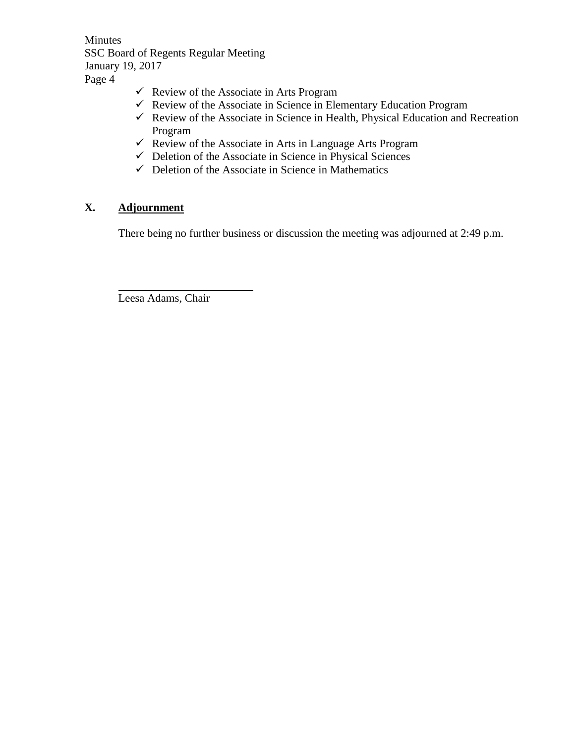- ✓ Review of the Associate in Arts Program
- ✓ Review of the Associate in Science in Elementary Education Program
- ✓ Review of the Associate in Science in Health, Physical Education and Recreation Program
- ✓ Review of the Associate in Arts in Language Arts Program
- ✓ Deletion of the Associate in Science in Physical Sciences
- ✓ Deletion of the Associate in Science in Mathematics

## X. Adjournment

There being no further business or discussion the meeting was adjourned at 2:49 p.m.

\_\_\_\_\_\_\_\_\_\_\_\_\_\_\_\_\_\_\_\_\_\_\_\_\_\_

Leesa Adams, Chair